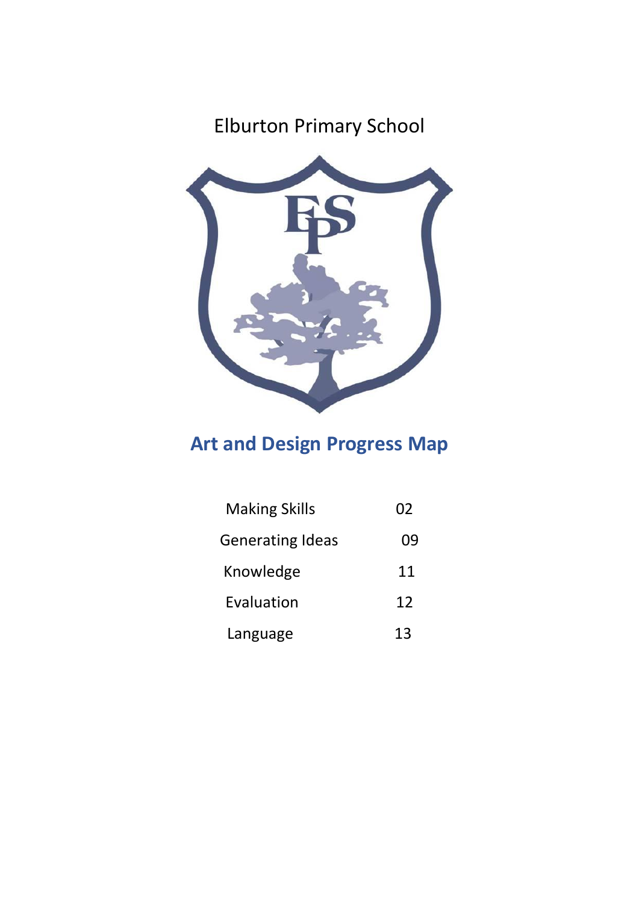Elburton Primary School

# Art and Design Progress Map

| | |
|---|---|
| Making Skills | 02 |
| Generating Ideas | 09 |
| Knowledge | 11 |
| Evaluation | 12 |
| Language | 13 |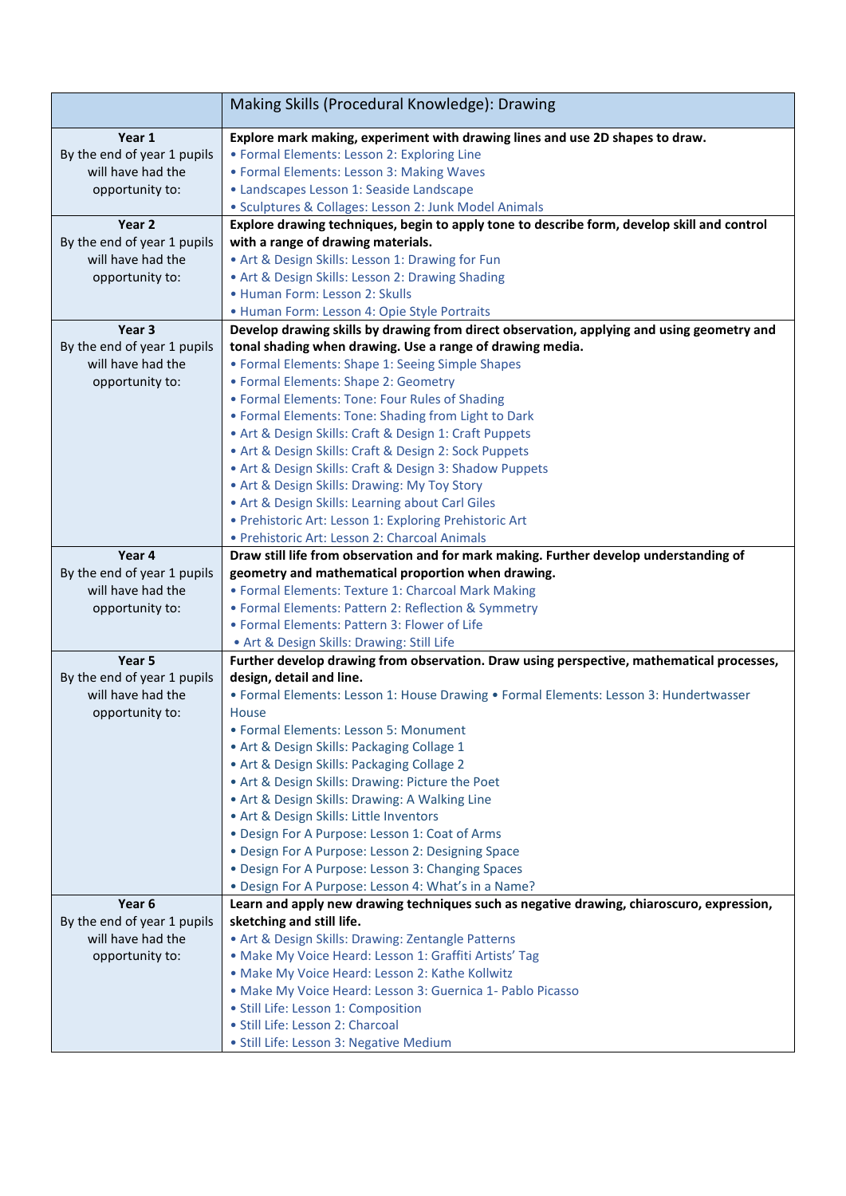| | Making Skills (Procedural Knowledge): Drawing |
|---|---|
| **Year 1**<br>By the end of year 1 pupils will have had the opportunity to: | **Explore mark making, experiment with drawing lines and use 2D shapes to draw.**<br>• Formal Elements: Lesson 2: Exploring Line<br>• Formal Elements: Lesson 3: Making Waves<br>• Landscapes Lesson 1: Seaside Landscape<br>• Sculptures & Collages: Lesson 2: Junk Model Animals |
| **Year 2**<br>By the end of year 1 pupils will have had the opportunity to: | **Explore drawing techniques, begin to apply tone to describe form, develop skill and control with a range of drawing materials.**<br>• Art & Design Skills: Lesson 1: Drawing for Fun<br>• Art & Design Skills: Lesson 2: Drawing Shading<br>• Human Form: Lesson 2: Skulls<br>• Human Form: Lesson 4: Opie Style Portraits |
| **Year 3**<br>By the end of year 1 pupils will have had the opportunity to: | **Develop drawing skills by drawing from direct observation, applying and using geometry and tonal shading when drawing. Use a range of drawing media.**<br>• Formal Elements: Shape 1: Seeing Simple Shapes<br>• Formal Elements: Shape 2: Geometry<br>• Formal Elements: Tone: Four Rules of Shading<br>• Formal Elements: Tone: Shading from Light to Dark<br>• Art & Design Skills: Craft & Design 1: Craft Puppets<br>• Art & Design Skills: Craft & Design 2: Sock Puppets<br>• Art & Design Skills: Craft & Design 3: Shadow Puppets<br>• Art & Design Skills: Drawing: My Toy Story<br>• Art & Design Skills: Learning about Carl Giles<br>• Prehistoric Art: Lesson 1: Exploring Prehistoric Art<br>• Prehistoric Art: Lesson 2: Charcoal Animals |
| **Year 4**<br>By the end of year 1 pupils will have had the opportunity to: | **Draw still life from observation and for mark making. Further develop understanding of geometry and mathematical proportion when drawing.**<br>• Formal Elements: Texture 1: Charcoal Mark Making<br>• Formal Elements: Pattern 2: Reflection & Symmetry<br>• Formal Elements: Pattern 3: Flower of Life<br>• Art & Design Skills: Drawing: Still Life |
| **Year 5**<br>By the end of year 1 pupils will have had the opportunity to: | **Further develop drawing from observation. Draw using perspective, mathematical processes, design, detail and line.**<br>• Formal Elements: Lesson 1: House Drawing • Formal Elements: Lesson 3: Hundertwasser House<br>• Formal Elements: Lesson 5: Monument<br>• Art & Design Skills: Packaging Collage 1<br>• Art & Design Skills: Packaging Collage 2<br>• Art & Design Skills: Drawing: Picture the Poet<br>• Art & Design Skills: Drawing: A Walking Line<br>• Art & Design Skills: Little Inventors<br>• Design For A Purpose: Lesson 1: Coat of Arms<br>• Design For A Purpose: Lesson 2: Designing Space<br>• Design For A Purpose: Lesson 3: Changing Spaces<br>• Design For A Purpose: Lesson 4: What's in a Name? |
| **Year 6**<br>By the end of year 1 pupils will have had the opportunity to: | **Learn and apply new drawing techniques such as negative drawing, chiaroscuro, expression, sketching and still life.**<br>• Art & Design Skills: Drawing: Zentangle Patterns<br>• Make My Voice Heard: Lesson 1: Graffiti Artists' Tag<br>• Make My Voice Heard: Lesson 2: Kathe Kollwitz<br>• Make My Voice Heard: Lesson 3: Guernica 1- Pablo Picasso<br>• Still Life: Lesson 1: Composition<br>• Still Life: Lesson 2: Charcoal<br>• Still Life: Lesson 3: Negative Medium |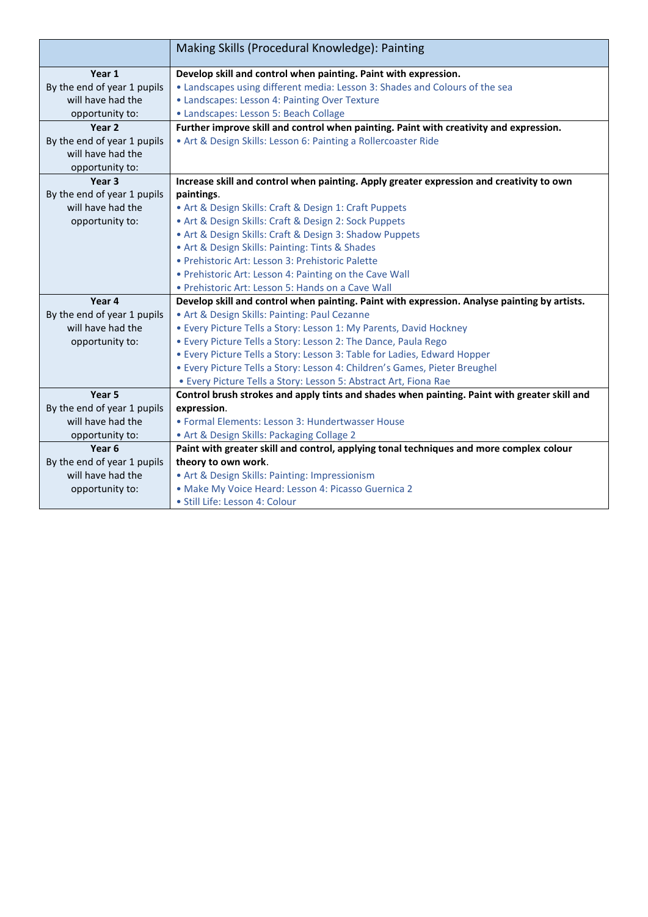| | Making Skills (Procedural Knowledge): Painting |
|---|---|
| **Year 1**<br>By the end of year 1 pupils will have had the opportunity to: | **Develop skill and control when painting. Paint with expression.**<br>• Landscapes using different media: Lesson 3: Shades and Colours of the sea<br>• Landscapes: Lesson 4: Painting Over Texture<br>• Landscapes: Lesson 5: Beach Collage |
| **Year 2**<br>By the end of year 1 pupils will have had the opportunity to: | **Further improve skill and control when painting. Paint with creativity and expression.**<br>• Art & Design Skills: Lesson 6: Painting a Rollercoaster Ride |
| **Year 3**<br>By the end of year 1 pupils will have had the opportunity to: | **Increase skill and control when painting. Apply greater expression and creativity to own paintings**.<br>• Art & Design Skills: Craft & Design 1: Craft Puppets<br>• Art & Design Skills: Craft & Design 2: Sock Puppets<br>• Art & Design Skills: Craft & Design 3: Shadow Puppets<br>• Art & Design Skills: Painting: Tints & Shades<br>• Prehistoric Art: Lesson 3: Prehistoric Palette<br>• Prehistoric Art: Lesson 4: Painting on the Cave Wall<br>• Prehistoric Art: Lesson 5: Hands on a Cave Wall |
| **Year 4**<br>By the end of year 1 pupils will have had the opportunity to: | **Develop skill and control when painting. Paint with expression. Analyse painting by artists.**<br>• Art & Design Skills: Painting: Paul Cezanne<br>• Every Picture Tells a Story: Lesson 1: My Parents, David Hockney<br>• Every Picture Tells a Story: Lesson 2: The Dance, Paula Rego<br>• Every Picture Tells a Story: Lesson 3: Table for Ladies, Edward Hopper<br>• Every Picture Tells a Story: Lesson 4: Children's Games, Pieter Breughel<br>• Every Picture Tells a Story: Lesson 5: Abstract Art, Fiona Rae |
| **Year 5**<br>By the end of year 1 pupils will have had the opportunity to: | **Control brush strokes and apply tints and shades when painting. Paint with greater skill and expression**.<br>• Formal Elements: Lesson 3: Hundertwasser House<br>• Art & Design Skills: Packaging Collage 2 |
| **Year 6**<br>By the end of year 1 pupils will have had the opportunity to: | **Paint with greater skill and control, applying tonal techniques and more complex colour theory to own work**.<br>• Art & Design Skills: Painting: Impressionism<br>• Make My Voice Heard: Lesson 4: Picasso Guernica 2<br>• Still Life: Lesson 4: Colour |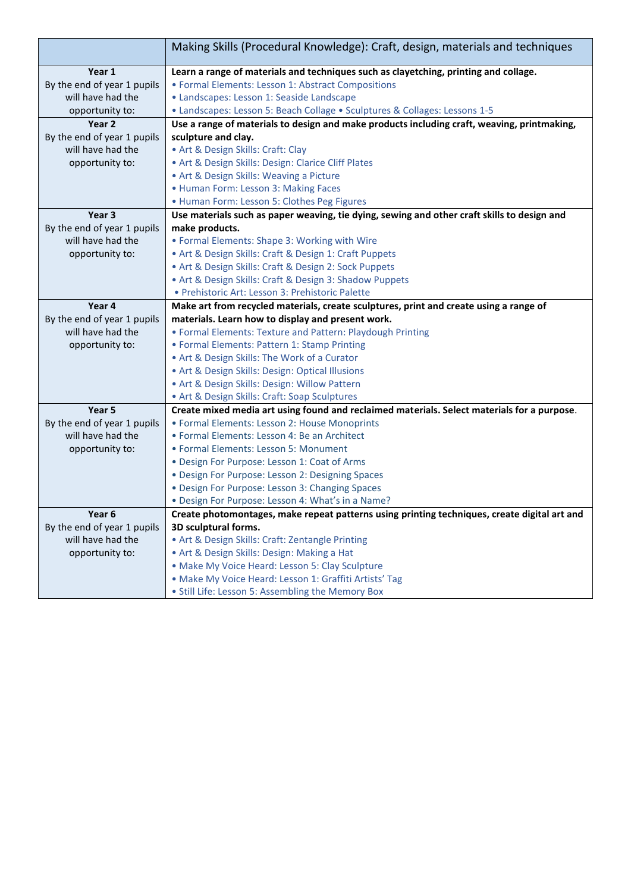| | Making Skills (Procedural Knowledge): Craft, design, materials and techniques |
|---|---|
| **Year 1** By the end of year 1 pupils will have had the opportunity to: | **Learn a range of materials and techniques such as clayetching, printing and collage.** • Formal Elements: Lesson 1: Abstract Compositions • Landscapes: Lesson 1: Seaside Landscape • Landscapes: Lesson 5: Beach Collage • Sculptures & Collages: Lessons 1-5 |
| **Year 2** By the end of year 1 pupils will have had the opportunity to: | **Use a range of materials to design and make products including craft, weaving, printmaking, sculpture and clay.** • Art & Design Skills: Craft: Clay • Art & Design Skills: Design: Clarice Cliff Plates • Art & Design Skills: Weaving a Picture • Human Form: Lesson 3: Making Faces • Human Form: Lesson 5: Clothes Peg Figures |
| **Year 3** By the end of year 1 pupils will have had the opportunity to: | **Use materials such as paper weaving, tie dying, sewing and other craft skills to design and make products.** • Formal Elements: Shape 3: Working with Wire • Art & Design Skills: Craft & Design 1: Craft Puppets • Art & Design Skills: Craft & Design 2: Sock Puppets • Art & Design Skills: Craft & Design 3: Shadow Puppets • Prehistoric Art: Lesson 3: Prehistoric Palette |
| **Year 4** By the end of year 1 pupils will have had the opportunity to: | **Make art from recycled materials, create sculptures, print and create using a range of materials. Learn how to display and present work.** • Formal Elements: Texture and Pattern: Playdough Printing • Formal Elements: Pattern 1: Stamp Printing • Art & Design Skills: The Work of a Curator • Art & Design Skills: Design: Optical Illusions • Art & Design Skills: Design: Willow Pattern • Art & Design Skills: Craft: Soap Sculptures |
| **Year 5** By the end of year 1 pupils will have had the opportunity to: | **Create mixed media art using found and reclaimed materials. Select materials for a purpose**. • Formal Elements: Lesson 2: House Monoprints • Formal Elements: Lesson 4: Be an Architect • Formal Elements: Lesson 5: Monument • Design For Purpose: Lesson 1: Coat of Arms • Design For Purpose: Lesson 2: Designing Spaces • Design For Purpose: Lesson 3: Changing Spaces • Design For Purpose: Lesson 4: What's in a Name? |
| **Year 6** By the end of year 1 pupils will have had the opportunity to: | **Create photomontages, make repeat patterns using printing techniques, create digital art and 3D sculptural forms.** • Art & Design Skills: Craft: Zentangle Printing • Art & Design Skills: Design: Making a Hat • Make My Voice Heard: Lesson 5: Clay Sculpture • Make My Voice Heard: Lesson 1: Graffiti Artists' Tag • Still Life: Lesson 5: Assembling the Memory Box |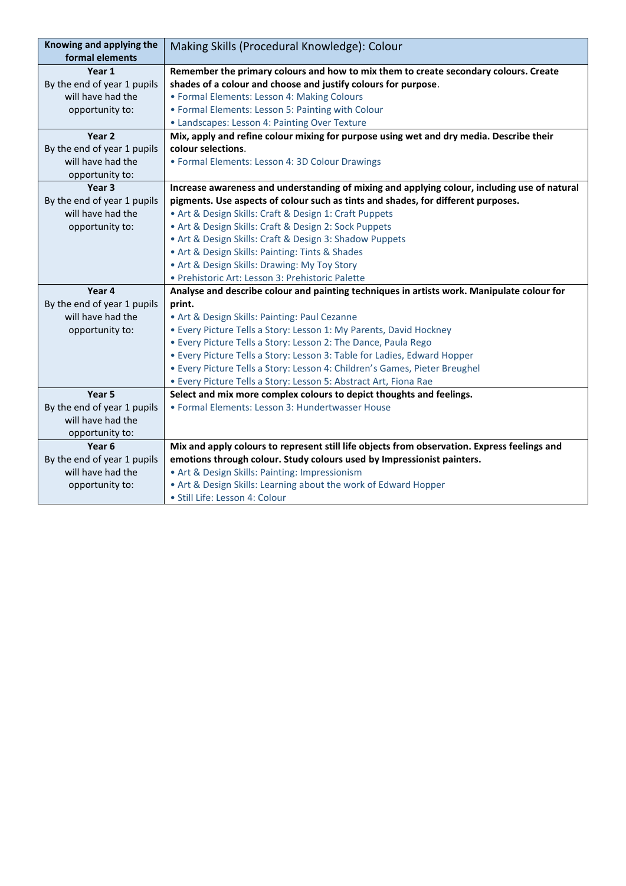| Knowing and applying the formal elements | Making Skills (Procedural Knowledge): Colour |
|---|---|
| **Year 1**<br>By the end of year 1 pupils will have had the opportunity to: | **Remember the primary colours and how to mix them to create secondary colours. Create shades of a colour and choose and justify colours for purpose**.<br>• Formal Elements: Lesson 4: Making Colours<br>• Formal Elements: Lesson 5: Painting with Colour<br>• Landscapes: Lesson 4: Painting Over Texture |
| **Year 2**<br>By the end of year 1 pupils will have had the opportunity to: | **Mix, apply and refine colour mixing for purpose using wet and dry media. Describe their colour selections**.<br>• Formal Elements: Lesson 4: 3D Colour Drawings |
| **Year 3**<br>By the end of year 1 pupils will have had the opportunity to: | **Increase awareness and understanding of mixing and applying colour, including use of natural pigments. Use aspects of colour such as tints and shades, for different purposes.**<br>• Art & Design Skills: Craft & Design 1: Craft Puppets<br>• Art & Design Skills: Craft & Design 2: Sock Puppets<br>• Art & Design Skills: Craft & Design 3: Shadow Puppets<br>• Art & Design Skills: Painting: Tints & Shades<br>• Art & Design Skills: Drawing: My Toy Story<br>• Prehistoric Art: Lesson 3: Prehistoric Palette |
| **Year 4**<br>By the end of year 1 pupils will have had the opportunity to: | **Analyse and describe colour and painting techniques in artists work. Manipulate colour for print.**<br>• Art & Design Skills: Painting: Paul Cezanne<br>• Every Picture Tells a Story: Lesson 1: My Parents, David Hockney<br>• Every Picture Tells a Story: Lesson 2: The Dance, Paula Rego<br>• Every Picture Tells a Story: Lesson 3: Table for Ladies, Edward Hopper<br>• Every Picture Tells a Story: Lesson 4: Children's Games, Pieter Breughel<br>• Every Picture Tells a Story: Lesson 5: Abstract Art, Fiona Rae |
| **Year 5**<br>By the end of year 1 pupils will have had the opportunity to: | **Select and mix more complex colours to depict thoughts and feelings.**<br>• Formal Elements: Lesson 3: Hundertwasser House |
| **Year 6**<br>By the end of year 1 pupils will have had the opportunity to: | **Mix and apply colours to represent still life objects from observation. Express feelings and emotions through colour. Study colours used by Impressionist painters.**<br>• Art & Design Skills: Painting: Impressionism<br>• Art & Design Skills: Learning about the work of Edward Hopper<br>• Still Life: Lesson 4: Colour |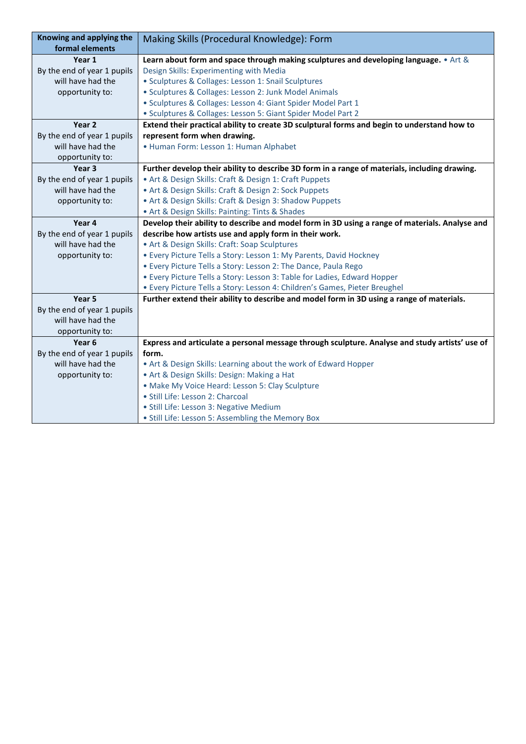| Knowing and applying the formal elements | Making Skills (Procedural Knowledge): Form |
|---|---|
| **Year 1**<br>By the end of year 1 pupils will have had the opportunity to: | **Learn about form and space through making sculptures and developing language.** • Art & Design Skills: Experimenting with Media<br>• Sculptures & Collages: Lesson 1: Snail Sculptures<br>• Sculptures & Collages: Lesson 2: Junk Model Animals<br>• Sculptures & Collages: Lesson 4: Giant Spider Model Part 1<br>• Sculptures & Collages: Lesson 5: Giant Spider Model Part 2 |
| **Year 2**<br>By the end of year 1 pupils will have had the opportunity to: | **Extend their practical ability to create 3D sculptural forms and begin to understand how to represent form when drawing.**<br>• Human Form: Lesson 1: Human Alphabet |
| **Year 3**<br>By the end of year 1 pupils will have had the opportunity to: | **Further develop their ability to describe 3D form in a range of materials, including drawing.**<br>• Art & Design Skills: Craft & Design 1: Craft Puppets<br>• Art & Design Skills: Craft & Design 2: Sock Puppets<br>• Art & Design Skills: Craft & Design 3: Shadow Puppets<br>• Art & Design Skills: Painting: Tints & Shades |
| **Year 4**<br>By the end of year 1 pupils will have had the opportunity to: | **Develop their ability to describe and model form in 3D using a range of materials. Analyse and describe how artists use and apply form in their work.**<br>• Art & Design Skills: Craft: Soap Sculptures<br>• Every Picture Tells a Story: Lesson 1: My Parents, David Hockney<br>• Every Picture Tells a Story: Lesson 2: The Dance, Paula Rego<br>• Every Picture Tells a Story: Lesson 3: Table for Ladies, Edward Hopper<br>• Every Picture Tells a Story: Lesson 4: Children's Games, Pieter Breughel |
| **Year 5**<br>By the end of year 1 pupils will have had the opportunity to: | **Further extend their ability to describe and model form in 3D using a range of materials.** |
| **Year 6**<br>By the end of year 1 pupils will have had the opportunity to: | **Express and articulate a personal message through sculpture. Analyse and study artists' use of form.**<br>• Art & Design Skills: Learning about the work of Edward Hopper<br>• Art & Design Skills: Design: Making a Hat<br>• Make My Voice Heard: Lesson 5: Clay Sculpture<br>• Still Life: Lesson 2: Charcoal<br>• Still Life: Lesson 3: Negative Medium<br>• Still Life: Lesson 5: Assembling the Memory Box |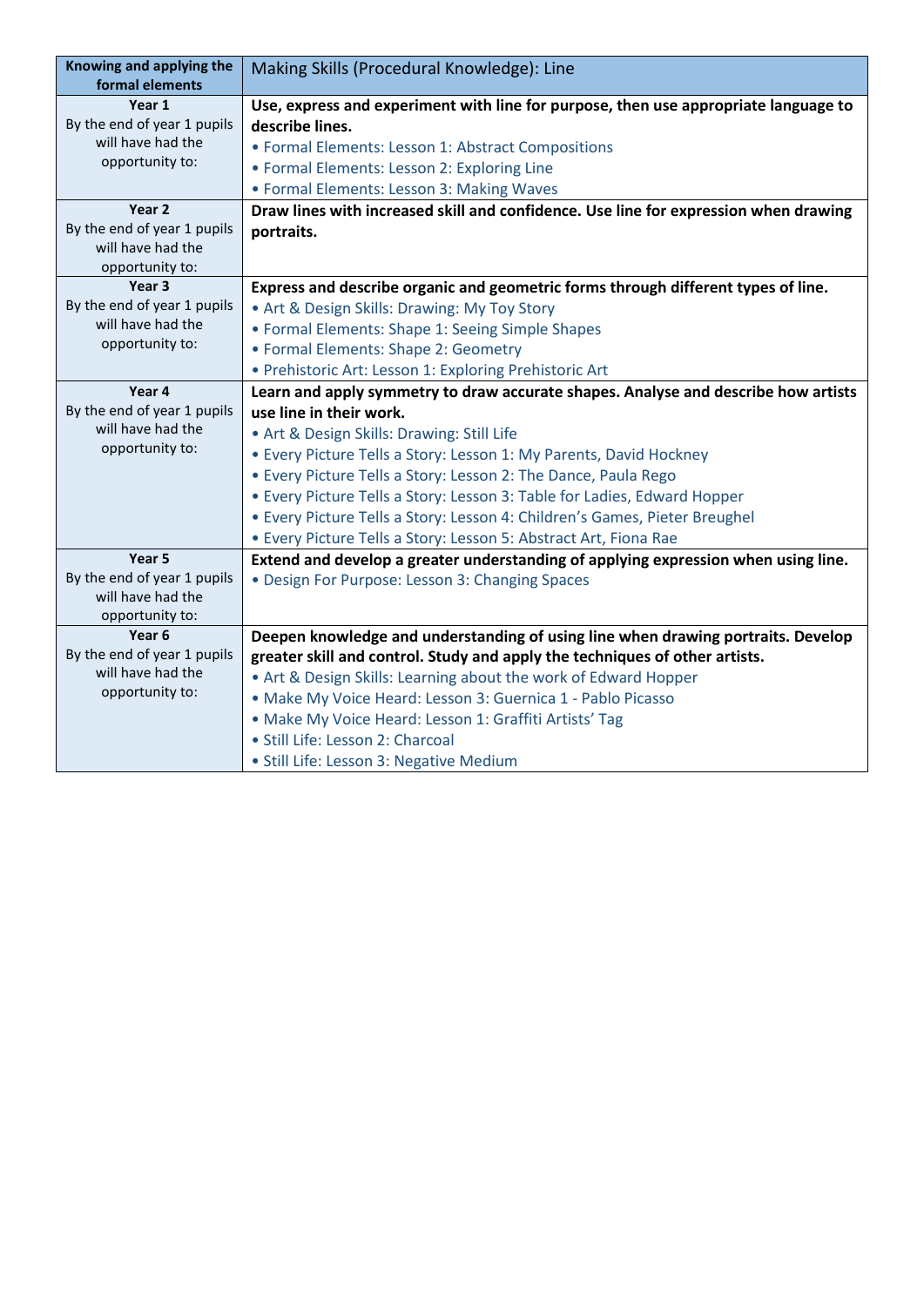| Knowing and applying the formal elements | Making Skills (Procedural Knowledge): Line |
|---|---|
| **Year 1**<br>By the end of year 1 pupils will have had the opportunity to: | **Use, express and experiment with line for purpose, then use appropriate language to describe lines.**<br>• Formal Elements: Lesson 1: Abstract Compositions<br>• Formal Elements: Lesson 2: Exploring Line<br>• Formal Elements: Lesson 3: Making Waves |
| **Year 2**<br>By the end of year 1 pupils will have had the opportunity to: | **Draw lines with increased skill and confidence. Use line for expression when drawing portraits.** |
| **Year 3**<br>By the end of year 1 pupils will have had the opportunity to: | **Express and describe organic and geometric forms through different types of line.**<br>• Art & Design Skills: Drawing: My Toy Story<br>• Formal Elements: Shape 1: Seeing Simple Shapes<br>• Formal Elements: Shape 2: Geometry<br>• Prehistoric Art: Lesson 1: Exploring Prehistoric Art |
| **Year 4**<br>By the end of year 1 pupils will have had the opportunity to: | **Learn and apply symmetry to draw accurate shapes. Analyse and describe how artists use line in their work.**<br>• Art & Design Skills: Drawing: Still Life<br>• Every Picture Tells a Story: Lesson 1: My Parents, David Hockney<br>• Every Picture Tells a Story: Lesson 2: The Dance, Paula Rego<br>• Every Picture Tells a Story: Lesson 3: Table for Ladies, Edward Hopper<br>• Every Picture Tells a Story: Lesson 4: Children's Games, Pieter Breughel<br>• Every Picture Tells a Story: Lesson 5: Abstract Art, Fiona Rae |
| **Year 5**<br>By the end of year 1 pupils will have had the opportunity to: | **Extend and develop a greater understanding of applying expression when using line.**<br>• Design For Purpose: Lesson 3: Changing Spaces |
| **Year 6**<br>By the end of year 1 pupils will have had the opportunity to: | **Deepen knowledge and understanding of using line when drawing portraits. Develop greater skill and control. Study and apply the techniques of other artists.**<br>• Art & Design Skills: Learning about the work of Edward Hopper<br>• Make My Voice Heard: Lesson 3: Guernica 1 - Pablo Picasso<br>• Make My Voice Heard: Lesson 1: Graffiti Artists' Tag<br>• Still Life: Lesson 2: Charcoal<br>• Still Life: Lesson 3: Negative Medium |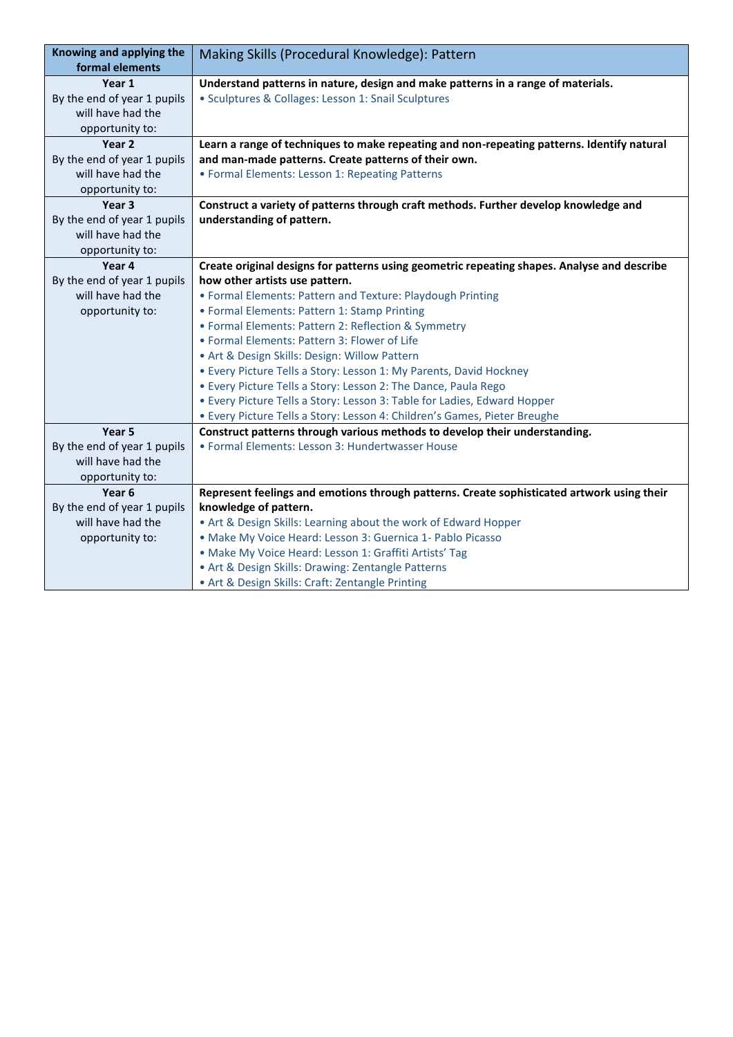| **Knowing and applying the formal elements** | Making Skills (Procedural Knowledge): Pattern |
|---|---|
| **Year 1**<br>By the end of year 1 pupils will have had the opportunity to: | **Understand patterns in nature, design and make patterns in a range of materials.**<br>• Sculptures & Collages: Lesson 1: Snail Sculptures |
| **Year 2**<br>By the end of year 1 pupils will have had the opportunity to: | **Learn a range of techniques to make repeating and non-repeating patterns. Identify natural and man-made patterns. Create patterns of their own.**<br>• Formal Elements: Lesson 1: Repeating Patterns |
| **Year 3**<br>By the end of year 1 pupils will have had the opportunity to: | **Construct a variety of patterns through craft methods. Further develop knowledge and understanding of pattern.** |
| **Year 4**<br>By the end of year 1 pupils will have had the opportunity to: | **Create original designs for patterns using geometric repeating shapes. Analyse and describe how other artists use pattern.**<br>• Formal Elements: Pattern and Texture: Playdough Printing<br>• Formal Elements: Pattern 1: Stamp Printing<br>• Formal Elements: Pattern 2: Reflection & Symmetry<br>• Formal Elements: Pattern 3: Flower of Life<br>• Art & Design Skills: Design: Willow Pattern<br>• Every Picture Tells a Story: Lesson 1: My Parents, David Hockney<br>• Every Picture Tells a Story: Lesson 2: The Dance, Paula Rego<br>• Every Picture Tells a Story: Lesson 3: Table for Ladies, Edward Hopper<br>• Every Picture Tells a Story: Lesson 4: Children's Games, Pieter Breughe |
| **Year 5**<br>By the end of year 1 pupils will have had the opportunity to: | **Construct patterns through various methods to develop their understanding.**<br>• Formal Elements: Lesson 3: Hundertwasser House |
| **Year 6**<br>By the end of year 1 pupils will have had the opportunity to: | **Represent feelings and emotions through patterns. Create sophisticated artwork using their knowledge of pattern.**<br>• Art & Design Skills: Learning about the work of Edward Hopper<br>• Make My Voice Heard: Lesson 3: Guernica 1- Pablo Picasso<br>• Make My Voice Heard: Lesson 1: Graffiti Artists' Tag<br>• Art & Design Skills: Drawing: Zentangle Patterns<br>• Art & Design Skills: Craft: Zentangle Printing |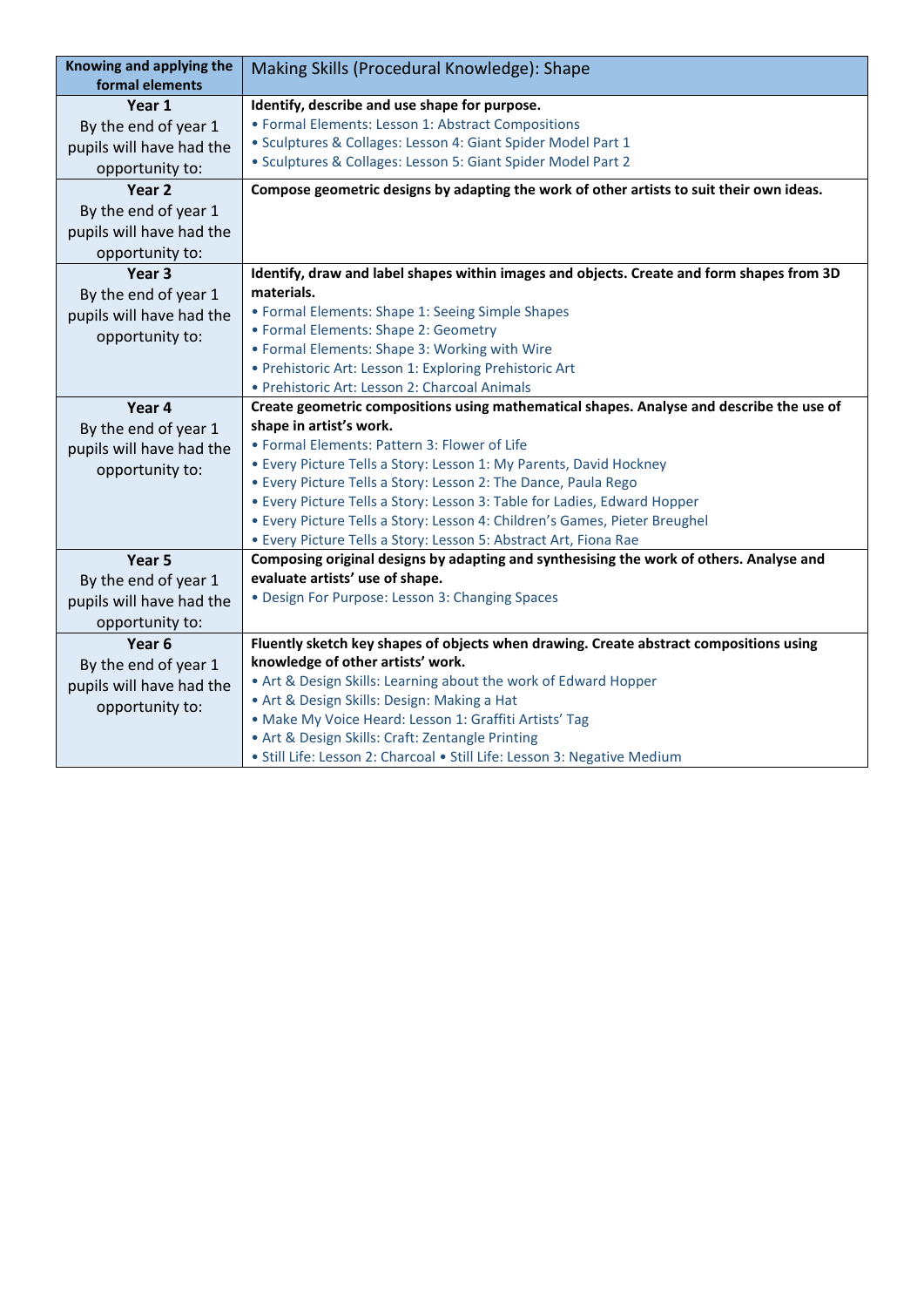| Knowing and applying the formal elements | Making Skills (Procedural Knowledge): Shape |
|---|---|
| **Year 1**<br>By the end of year 1 pupils will have had the opportunity to: | **Identify, describe and use shape for purpose.**<br>• Formal Elements: Lesson 1: Abstract Compositions<br>• Sculptures & Collages: Lesson 4: Giant Spider Model Part 1<br>• Sculptures & Collages: Lesson 5: Giant Spider Model Part 2 |
| **Year 2**<br>By the end of year 1 pupils will have had the opportunity to: | **Compose geometric designs by adapting the work of other artists to suit their own ideas.** |
| **Year 3**<br>By the end of year 1 pupils will have had the opportunity to: | **Identify, draw and label shapes within images and objects. Create and form shapes from 3D materials.**<br>• Formal Elements: Shape 1: Seeing Simple Shapes<br>• Formal Elements: Shape 2: Geometry<br>• Formal Elements: Shape 3: Working with Wire<br>• Prehistoric Art: Lesson 1: Exploring Prehistoric Art<br>• Prehistoric Art: Lesson 2: Charcoal Animals |
| **Year 4**<br>By the end of year 1 pupils will have had the opportunity to: | **Create geometric compositions using mathematical shapes. Analyse and describe the use of shape in artist's work.**<br>• Formal Elements: Pattern 3: Flower of Life<br>• Every Picture Tells a Story: Lesson 1: My Parents, David Hockney<br>• Every Picture Tells a Story: Lesson 2: The Dance, Paula Rego<br>• Every Picture Tells a Story: Lesson 3: Table for Ladies, Edward Hopper<br>• Every Picture Tells a Story: Lesson 4: Children's Games, Pieter Breughel<br>• Every Picture Tells a Story: Lesson 5: Abstract Art, Fiona Rae |
| **Year 5**<br>By the end of year 1 pupils will have had the opportunity to: | **Composing original designs by adapting and synthesising the work of others. Analyse and evaluate artists' use of shape.**<br>• Design For Purpose: Lesson 3: Changing Spaces |
| **Year 6**<br>By the end of year 1 pupils will have had the opportunity to: | **Fluently sketch key shapes of objects when drawing. Create abstract compositions using knowledge of other artists' work.**<br>• Art & Design Skills: Learning about the work of Edward Hopper<br>• Art & Design Skills: Design: Making a Hat<br>• Make My Voice Heard: Lesson 1: Graffiti Artists' Tag<br>• Art & Design Skills: Craft: Zentangle Printing<br>• Still Life: Lesson 2: Charcoal • Still Life: Lesson 3: Negative Medium |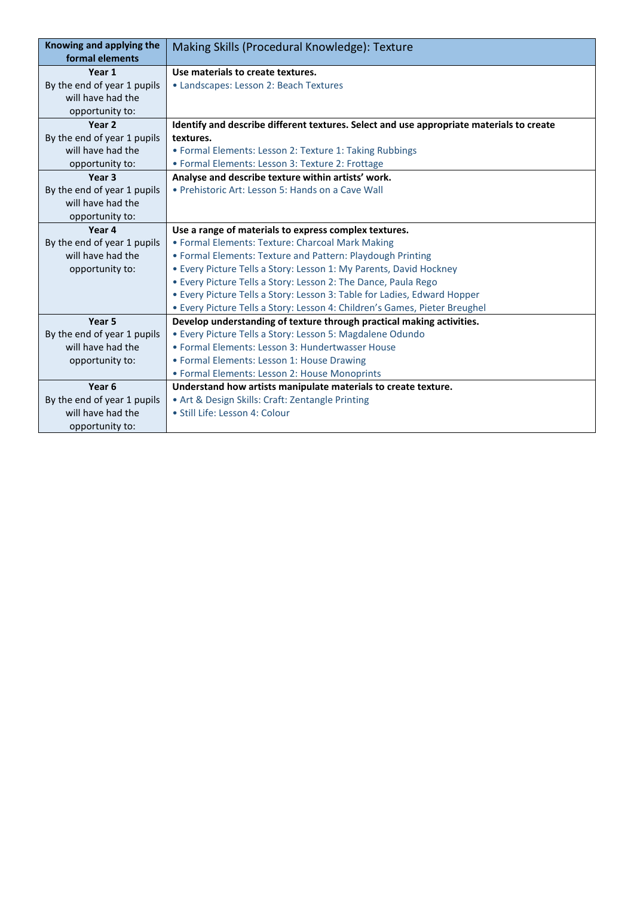| Knowing and applying the formal elements | Making Skills (Procedural Knowledge): Texture |
|---|---|
| **Year 1**<br>By the end of year 1 pupils will have had the opportunity to: | **Use materials to create textures.**<br>• Landscapes: Lesson 2: Beach Textures |
| **Year 2**<br>By the end of year 1 pupils will have had the opportunity to: | **Identify and describe different textures. Select and use appropriate materials to create textures.**<br>• Formal Elements: Lesson 2: Texture 1: Taking Rubbings<br>• Formal Elements: Lesson 3: Texture 2: Frottage |
| **Year 3**<br>By the end of year 1 pupils will have had the opportunity to: | **Analyse and describe texture within artists' work.**<br>• Prehistoric Art: Lesson 5: Hands on a Cave Wall |
| **Year 4**<br>By the end of year 1 pupils will have had the opportunity to: | **Use a range of materials to express complex textures.**<br>• Formal Elements: Texture: Charcoal Mark Making<br>• Formal Elements: Texture and Pattern: Playdough Printing<br>• Every Picture Tells a Story: Lesson 1: My Parents, David Hockney<br>• Every Picture Tells a Story: Lesson 2: The Dance, Paula Rego<br>• Every Picture Tells a Story: Lesson 3: Table for Ladies, Edward Hopper<br>• Every Picture Tells a Story: Lesson 4: Children's Games, Pieter Breughel |
| **Year 5**<br>By the end of year 1 pupils will have had the opportunity to: | **Develop understanding of texture through practical making activities.**<br>• Every Picture Tells a Story: Lesson 5: Magdalene Odundo<br>• Formal Elements: Lesson 3: Hundertwasser House<br>• Formal Elements: Lesson 1: House Drawing<br>• Formal Elements: Lesson 2: House Monoprints |
| **Year 6**<br>By the end of year 1 pupils will have had the opportunity to: | **Understand how artists manipulate materials to create texture.**<br>• Art & Design Skills: Craft: Zentangle Printing<br>• Still Life: Lesson 4: Colour |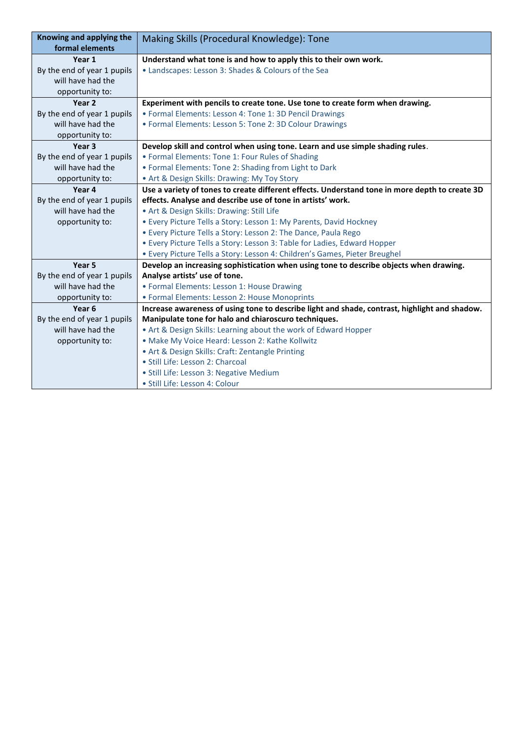| Knowing and applying the formal elements | Making Skills (Procedural Knowledge): Tone |
|---|---|
| **Year 1**<br>By the end of year 1 pupils will have had the opportunity to: | **Understand what tone is and how to apply this to their own work.**<br>• Landscapes: Lesson 3: Shades & Colours of the Sea |
| **Year 2**<br>By the end of year 1 pupils will have had the opportunity to: | **Experiment with pencils to create tone. Use tone to create form when drawing.**<br>• Formal Elements: Lesson 4: Tone 1: 3D Pencil Drawings<br>• Formal Elements: Lesson 5: Tone 2: 3D Colour Drawings |
| **Year 3**<br>By the end of year 1 pupils will have had the opportunity to: | **Develop skill and control when using tone. Learn and use simple shading rules**.<br>• Formal Elements: Tone 1: Four Rules of Shading<br>• Formal Elements: Tone 2: Shading from Light to Dark<br>• Art & Design Skills: Drawing: My Toy Story |
| **Year 4**<br>By the end of year 1 pupils will have had the opportunity to: | **Use a variety of tones to create different effects. Understand tone in more depth to create 3D effects. Analyse and describe use of tone in artists' work.**<br>• Art & Design Skills: Drawing: Still Life<br>• Every Picture Tells a Story: Lesson 1: My Parents, David Hockney<br>• Every Picture Tells a Story: Lesson 2: The Dance, Paula Rego<br>• Every Picture Tells a Story: Lesson 3: Table for Ladies, Edward Hopper<br>• Every Picture Tells a Story: Lesson 4: Children's Games, Pieter Breughel |
| **Year 5**<br>By the end of year 1 pupils will have had the opportunity to: | **Develop an increasing sophistication when using tone to describe objects when drawing. Analyse artists' use of tone.**<br>• Formal Elements: Lesson 1: House Drawing<br>• Formal Elements: Lesson 2: House Monoprints |
| **Year 6**<br>By the end of year 1 pupils will have had the opportunity to: | **Increase awareness of using tone to describe light and shade, contrast, highlight and shadow. Manipulate tone for halo and chiaroscuro techniques.**<br>• Art & Design Skills: Learning about the work of Edward Hopper<br>• Make My Voice Heard: Lesson 2: Kathe Kollwitz<br>• Art & Design Skills: Craft: Zentangle Printing<br>• Still Life: Lesson 2: Charcoal<br>• Still Life: Lesson 3: Negative Medium<br>• Still Life: Lesson 4: Colour |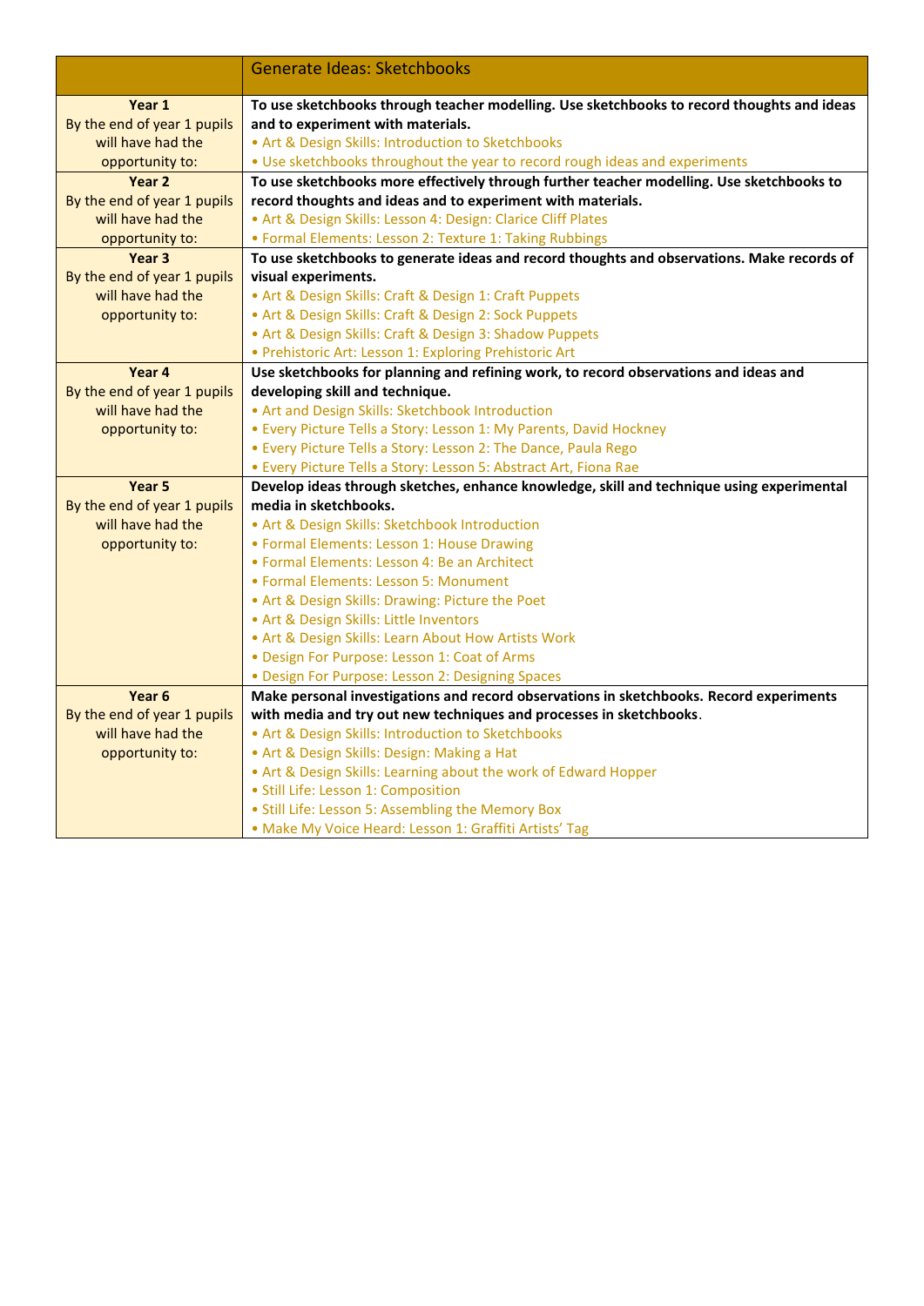| | Generate Ideas: Sketchbooks |
|---|---|
| **Year 1** By the end of year 1 pupils will have had the opportunity to: | **To use sketchbooks through teacher modelling. Use sketchbooks to record thoughts and ideas and to experiment with materials.** • Art & Design Skills: Introduction to Sketchbooks • Use sketchbooks throughout the year to record rough ideas and experiments |
| **Year 2** By the end of year 1 pupils will have had the opportunity to: | **To use sketchbooks more effectively through further teacher modelling. Use sketchbooks to record thoughts and ideas and to experiment with materials.** • Art & Design Skills: Lesson 4: Design: Clarice Cliff Plates • Formal Elements: Lesson 2: Texture 1: Taking Rubbings |
| **Year 3** By the end of year 1 pupils will have had the opportunity to: | **To use sketchbooks to generate ideas and record thoughts and observations. Make records of visual experiments.** • Art & Design Skills: Craft & Design 1: Craft Puppets • Art & Design Skills: Craft & Design 2: Sock Puppets • Art & Design Skills: Craft & Design 3: Shadow Puppets • Prehistoric Art: Lesson 1: Exploring Prehistoric Art |
| **Year 4** By the end of year 1 pupils will have had the opportunity to: | **Use sketchbooks for planning and refining work, to record observations and ideas and developing skill and technique.** • Art and Design Skills: Sketchbook Introduction • Every Picture Tells a Story: Lesson 1: My Parents, David Hockney • Every Picture Tells a Story: Lesson 2: The Dance, Paula Rego • Every Picture Tells a Story: Lesson 5: Abstract Art, Fiona Rae |
| **Year 5** By the end of year 1 pupils will have had the opportunity to: | **Develop ideas through sketches, enhance knowledge, skill and technique using experimental media in sketchbooks.** • Art & Design Skills: Sketchbook Introduction • Formal Elements: Lesson 1: House Drawing • Formal Elements: Lesson 4: Be an Architect • Formal Elements: Lesson 5: Monument • Art & Design Skills: Drawing: Picture the Poet • Art & Design Skills: Little Inventors • Art & Design Skills: Learn About How Artists Work • Design For Purpose: Lesson 1: Coat of Arms • Design For Purpose: Lesson 2: Designing Spaces |
| **Year 6** By the end of year 1 pupils will have had the opportunity to: | **Make personal investigations and record observations in sketchbooks. Record experiments with media and try out new techniques and processes in sketchbooks**. • Art & Design Skills: Introduction to Sketchbooks • Art & Design Skills: Design: Making a Hat • Art & Design Skills: Learning about the work of Edward Hopper • Still Life: Lesson 1: Composition • Still Life: Lesson 5: Assembling the Memory Box • Make My Voice Heard: Lesson 1: Graffiti Artists' Tag |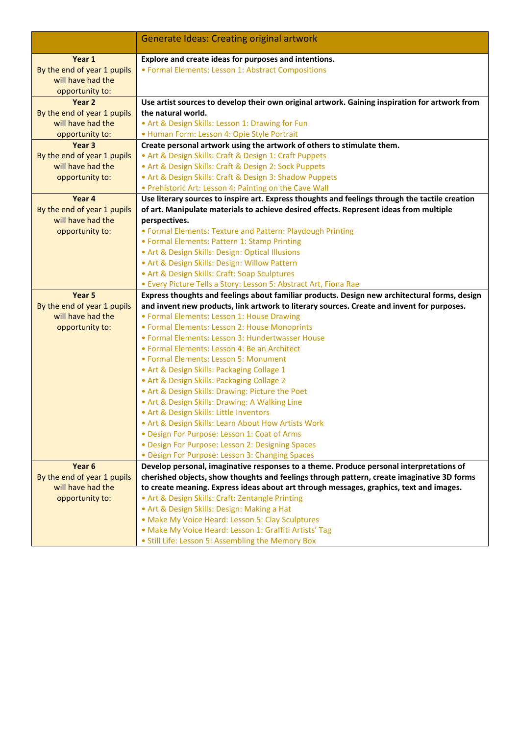| | Generate Ideas: Creating original artwork |
|---|---|
| **Year 1**<br>By the end of year 1 pupils will have had the opportunity to: | **Explore and create ideas for purposes and intentions.**<br>• Formal Elements: Lesson 1: Abstract Compositions |
| **Year 2**<br>By the end of year 1 pupils will have had the opportunity to: | **Use artist sources to develop their own original artwork. Gaining inspiration for artwork from the natural world.**<br>• Art & Design Skills: Lesson 1: Drawing for Fun<br>• Human Form: Lesson 4: Opie Style Portrait |
| **Year 3**<br>By the end of year 1 pupils will have had the opportunity to: | **Create personal artwork using the artwork of others to stimulate them.**<br>• Art & Design Skills: Craft & Design 1: Craft Puppets<br>• Art & Design Skills: Craft & Design 2: Sock Puppets<br>• Art & Design Skills: Craft & Design 3: Shadow Puppets<br>• Prehistoric Art: Lesson 4: Painting on the Cave Wall |
| **Year 4**<br>By the end of year 1 pupils will have had the opportunity to: | **Use literary sources to inspire art. Express thoughts and feelings through the tactile creation of art. Manipulate materials to achieve desired effects. Represent ideas from multiple perspectives.**<br>• Formal Elements: Texture and Pattern: Playdough Printing<br>• Formal Elements: Pattern 1: Stamp Printing<br>• Art & Design Skills: Design: Optical Illusions<br>• Art & Design Skills: Design: Willow Pattern<br>• Art & Design Skills: Craft: Soap Sculptures<br>• Every Picture Tells a Story: Lesson 5: Abstract Art, Fiona Rae |
| **Year 5**<br>By the end of year 1 pupils will have had the opportunity to: | **Express thoughts and feelings about familiar products. Design new architectural forms, design and invent new products, link artwork to literary sources. Create and invent for purposes.**<br>• Formal Elements: Lesson 1: House Drawing<br>• Formal Elements: Lesson 2: House Monoprints<br>• Formal Elements: Lesson 3: Hundertwasser House<br>• Formal Elements: Lesson 4: Be an Architect<br>• Formal Elements: Lesson 5: Monument<br>• Art & Design Skills: Packaging Collage 1<br>• Art & Design Skills: Packaging Collage 2<br>• Art & Design Skills: Drawing: Picture the Poet<br>• Art & Design Skills: Drawing: A Walking Line<br>• Art & Design Skills: Little Inventors<br>• Art & Design Skills: Learn About How Artists Work<br>• Design For Purpose: Lesson 1: Coat of Arms<br>• Design For Purpose: Lesson 2: Designing Spaces<br>• Design For Purpose: Lesson 3: Changing Spaces |
| **Year 6**<br>By the end of year 1 pupils will have had the opportunity to: | **Develop personal, imaginative responses to a theme. Produce personal interpretations of cherished objects, show thoughts and feelings through pattern, create imaginative 3D forms to create meaning. Express ideas about art through messages, graphics, text and images.**<br>• Art & Design Skills: Craft: Zentangle Printing<br>• Art & Design Skills: Design: Making a Hat<br>• Make My Voice Heard: Lesson 5: Clay Sculptures<br>• Make My Voice Heard: Lesson 1: Graffiti Artists' Tag<br>• Still Life: Lesson 5: Assembling the Memory Box |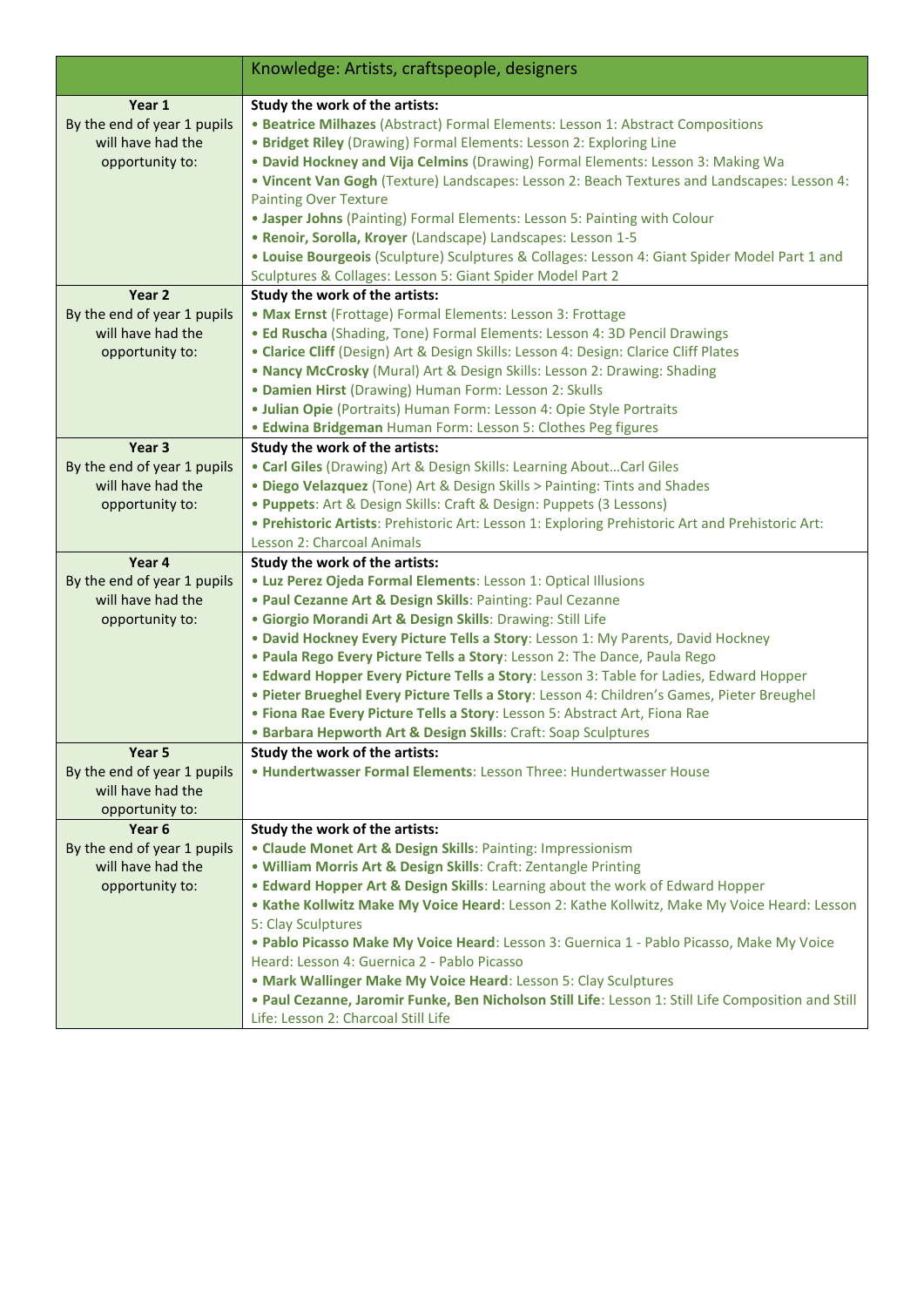| | Knowledge: Artists, craftspeople, designers |
|---|---|
| **Year 1**<br>By the end of year 1 pupils will have had the opportunity to: | **Study the work of the artists:**<br>• **Beatrice Milhazes** (Abstract) Formal Elements: Lesson 1: Abstract Compositions<br>• **Bridget Riley** (Drawing) Formal Elements: Lesson 2: Exploring Line<br>• **David Hockney and Vija Celmins** (Drawing) Formal Elements: Lesson 3: Making Wa<br>• **Vincent Van Gogh** (Texture) Landscapes: Lesson 2: Beach Textures and Landscapes: Lesson 4: Painting Over Texture<br>• **Jasper Johns** (Painting) Formal Elements: Lesson 5: Painting with Colour<br>• **Renoir, Sorolla, Kroyer** (Landscape) Landscapes: Lesson 1-5<br>• **Louise Bourgeois** (Sculpture) Sculptures & Collages: Lesson 4: Giant Spider Model Part 1 and Sculptures & Collages: Lesson 5: Giant Spider Model Part 2 |
| **Year 2**<br>By the end of year 1 pupils will have had the opportunity to: | **Study the work of the artists:**<br>• **Max Ernst** (Frottage) Formal Elements: Lesson 3: Frottage<br>• **Ed Ruscha** (Shading, Tone) Formal Elements: Lesson 4: 3D Pencil Drawings<br>• **Clarice Cliff** (Design) Art & Design Skills: Lesson 4: Design: Clarice Cliff Plates<br>• **Nancy McCrosky** (Mural) Art & Design Skills: Lesson 2: Drawing: Shading<br>• **Damien Hirst** (Drawing) Human Form: Lesson 2: Skulls<br>• **Julian Opie** (Portraits) Human Form: Lesson 4: Opie Style Portraits<br>• **Edwina Bridgeman** Human Form: Lesson 5: Clothes Peg figures |
| **Year 3**<br>By the end of year 1 pupils will have had the opportunity to: | **Study the work of the artists:**<br>• **Carl Giles** (Drawing) Art & Design Skills: Learning About…Carl Giles<br>• **Diego Velazquez** (Tone) Art & Design Skills > Painting: Tints and Shades<br>• **Puppets**: Art & Design Skills: Craft & Design: Puppets (3 Lessons)<br>• **Prehistoric Artists**: Prehistoric Art: Lesson 1: Exploring Prehistoric Art and Prehistoric Art: Lesson 2: Charcoal Animals |
| **Year 4**<br>By the end of year 1 pupils will have had the opportunity to: | **Study the work of the artists:**<br>• **Luz Perez Ojeda Formal Elements**: Lesson 1: Optical Illusions<br>• **Paul Cezanne Art & Design Skills**: Painting: Paul Cezanne<br>• **Giorgio Morandi Art & Design Skills**: Drawing: Still Life<br>• **David Hockney Every Picture Tells a Story**: Lesson 1: My Parents, David Hockney<br>• **Paula Rego Every Picture Tells a Story**: Lesson 2: The Dance, Paula Rego<br>• **Edward Hopper Every Picture Tells a Story**: Lesson 3: Table for Ladies, Edward Hopper<br>• **Pieter Brueghel Every Picture Tells a Story**: Lesson 4: Children's Games, Pieter Breughel<br>• **Fiona Rae Every Picture Tells a Story**: Lesson 5: Abstract Art, Fiona Rae<br>• **Barbara Hepworth Art & Design Skills**: Craft: Soap Sculptures |
| **Year 5**<br>By the end of year 1 pupils will have had the opportunity to: | **Study the work of the artists:**<br>• **Hundertwasser Formal Elements**: Lesson Three: Hundertwasser House |
| **Year 6**<br>By the end of year 1 pupils will have had the opportunity to: | **Study the work of the artists:**<br>• **Claude Monet Art & Design Skills**: Painting: Impressionism<br>• **William Morris Art & Design Skills**: Craft: Zentangle Printing<br>• **Edward Hopper Art & Design Skills**: Learning about the work of Edward Hopper<br>• **Kathe Kollwitz Make My Voice Heard**: Lesson 2: Kathe Kollwitz, Make My Voice Heard: Lesson 5: Clay Sculptures<br>• **Pablo Picasso Make My Voice Heard**: Lesson 3: Guernica 1 - Pablo Picasso, Make My Voice Heard: Lesson 4: Guernica 2 - Pablo Picasso<br>• **Mark Wallinger Make My Voice Heard**: Lesson 5: Clay Sculptures<br>• **Paul Cezanne, Jaromir Funke, Ben Nicholson Still Life**: Lesson 1: Still Life Composition and Still Life: Lesson 2: Charcoal Still Life |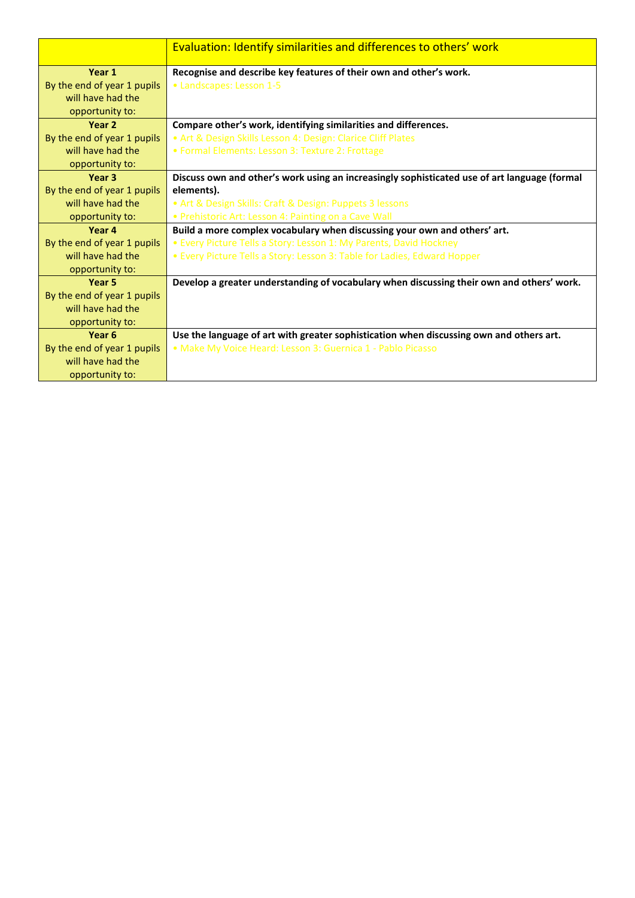| | Evaluation: Identify similarities and differences to others' work |
|---|---|
| **Year 1** By the end of year 1 pupils will have had the opportunity to: | **Recognise and describe key features of their own and other's work.** • Landscapes: Lesson 1-5 |
| **Year 2** By the end of year 1 pupils will have had the opportunity to: | **Compare other's work, identifying similarities and differences.** • Art & Design Skills Lesson 4: Design: Clarice Cliff Plates • Formal Elements: Lesson 3: Texture 2: Frottage |
| **Year 3** By the end of year 1 pupils will have had the opportunity to: | **Discuss own and other's work using an increasingly sophisticated use of art language (formal elements).** • Art & Design Skills: Craft & Design: Puppets 3 lessons • Prehistoric Art: Lesson 4: Painting on a Cave Wall |
| **Year 4** By the end of year 1 pupils will have had the opportunity to: | **Build a more complex vocabulary when discussing your own and others' art.** • Every Picture Tells a Story: Lesson 1: My Parents, David Hockney • Every Picture Tells a Story: Lesson 3: Table for Ladies, Edward Hopper |
| **Year 5** By the end of year 1 pupils will have had the opportunity to: | **Develop a greater understanding of vocabulary when discussing their own and others' work.** |
| **Year 6** By the end of year 1 pupils will have had the opportunity to: | **Use the language of art with greater sophistication when discussing own and others art.** • Make My Voice Heard: Lesson 3: Guernica 1 - Pablo Picasso |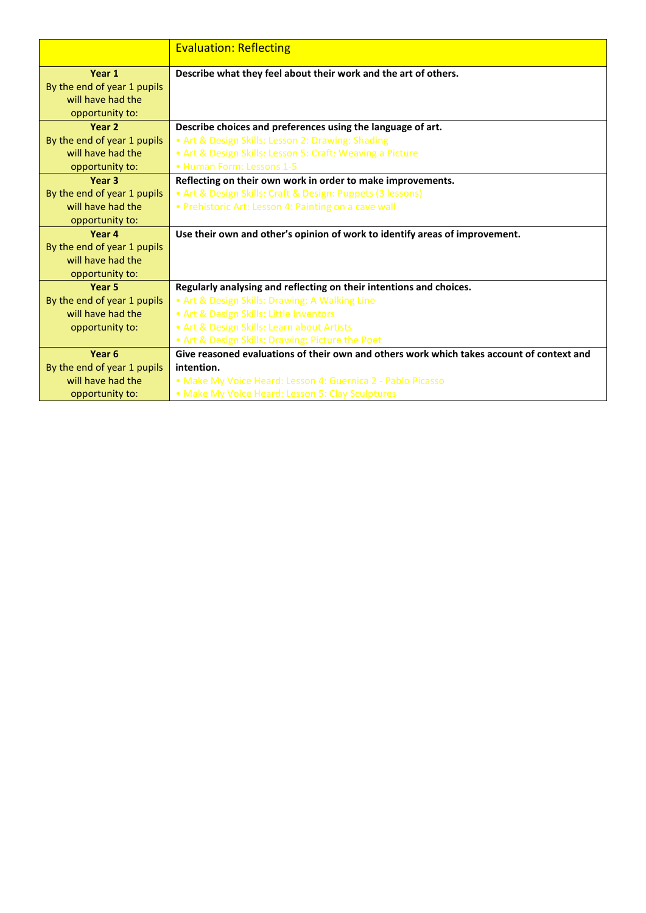| | Evaluation: Reflecting |
|---|---|
| **Year 1**<br>By the end of year 1 pupils will have had the opportunity to: | **Describe what they feel about their work and the art of others.** |
| **Year 2**<br>By the end of year 1 pupils will have had the opportunity to: | **Describe choices and preferences using the language of art.**<br>• Art & Design Skills: Lesson 2: Drawing: Shading<br>• Art & Design Skills: Lesson 5: Craft: Weaving a Picture<br>• Human Form: Lessons 1-5 |
| **Year 3**<br>By the end of year 1 pupils will have had the opportunity to: | **Reflecting on their own work in order to make improvements.**<br>• Art & Design Skills: Craft & Design: Puppets (3 lessons)<br>• Prehistoric Art: Lesson 4: Painting on a cave wall |
| **Year 4**<br>By the end of year 1 pupils will have had the opportunity to: | **Use their own and other's opinion of work to identify areas of improvement.** |
| **Year 5**<br>By the end of year 1 pupils will have had the opportunity to: | **Regularly analysing and reflecting on their intentions and choices.**<br>• Art & Design Skills: Drawing: A Walking Line<br>• Art & Design Skills: Little Inventors<br>• Art & Design Skills: Learn about Artists<br>• Art & Design Skills: Drawing: Picture the Poet |
| **Year 6**<br>By the end of year 1 pupils will have had the opportunity to: | **Give reasoned evaluations of their own and others work which takes account of context and intention.**<br>• Make My Voice Heard: Lesson 4: Guernica 2 - Pablo Picasso<br>• Make My Voice Heard: Lesson 5: Clay Sculptures |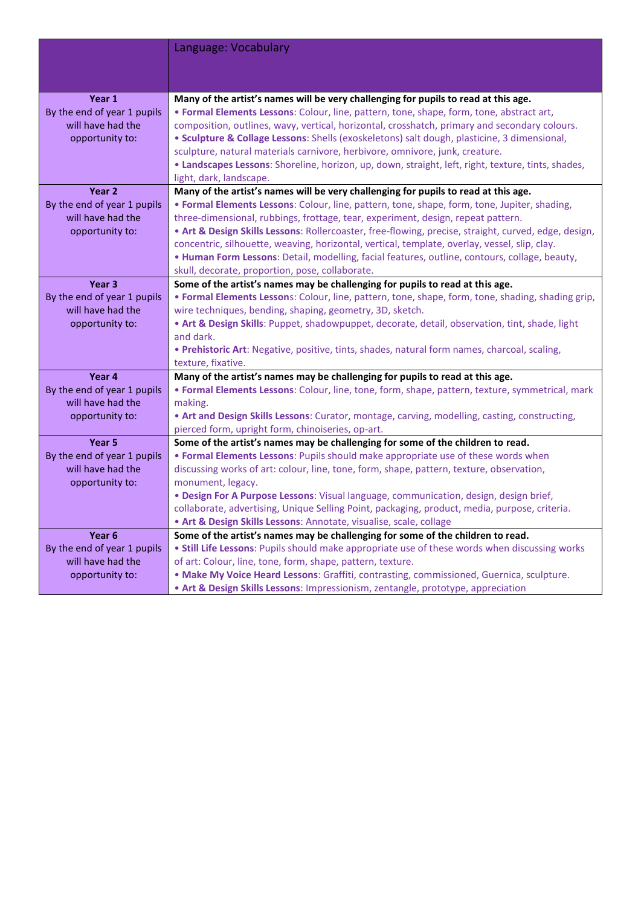| | Language: Vocabulary |
|---|---|
| **Year 1**<br>By the end of year 1 pupils will have had the opportunity to: | **Many of the artist's names will be very challenging for pupils to read at this age.**<br>• **Formal Elements Lessons**: Colour, line, pattern, tone, shape, form, tone, abstract art, composition, outlines, wavy, vertical, horizontal, crosshatch, primary and secondary colours.<br>• **Sculpture & Collage Lessons**: Shells (exoskeletons) salt dough, plasticine, 3 dimensional, sculpture, natural materials carnivore, herbivore, omnivore, junk, creature.<br>• **Landscapes Lessons**: Shoreline, horizon, up, down, straight, left, right, texture, tints, shades, light, dark, landscape. |
| **Year 2**<br>By the end of year 1 pupils will have had the opportunity to: | **Many of the artist's names will be very challenging for pupils to read at this age.**<br>• **Formal Elements Lessons**: Colour, line, pattern, tone, shape, form, tone, Jupiter, shading, three-dimensional, rubbings, frottage, tear, experiment, design, repeat pattern.<br>• **Art & Design Skills Lessons**: Rollercoaster, free-flowing, precise, straight, curved, edge, design, concentric, silhouette, weaving, horizontal, vertical, template, overlay, vessel, slip, clay.<br>• **Human Form Lessons**: Detail, modelling, facial features, outline, contours, collage, beauty, skull, decorate, proportion, pose, collaborate. |
| **Year 3**<br>By the end of year 1 pupils will have had the opportunity to: | **Some of the artist's names may be challenging for pupils to read at this age.**<br>• **Formal Elements Lessons**: Colour, line, pattern, tone, shape, form, tone, shading, shading grip, wire techniques, bending, shaping, geometry, 3D, sketch.<br>• **Art & Design Skills**: Puppet, shadowpuppet, decorate, detail, observation, tint, shade, light and dark.<br>• **Prehistoric Art**: Negative, positive, tints, shades, natural form names, charcoal, scaling, texture, fixative. |
| **Year 4**<br>By the end of year 1 pupils will have had the opportunity to: | **Many of the artist's names may be challenging for pupils to read at this age.**<br>• **Formal Elements Lessons**: Colour, line, tone, form, shape, pattern, texture, symmetrical, mark making.<br>• **Art and Design Skills Lessons**: Curator, montage, carving, modelling, casting, constructing, pierced form, upright form, chinoiseries, op-art. |
| **Year 5**<br>By the end of year 1 pupils will have had the opportunity to: | **Some of the artist's names may be challenging for some of the children to read.**<br>• **Formal Elements Lessons**: Pupils should make appropriate use of these words when discussing works of art: colour, line, tone, form, shape, pattern, texture, observation, monument, legacy.<br>• **Design For A Purpose Lessons**: Visual language, communication, design, design brief, collaborate, advertising, Unique Selling Point, packaging, product, media, purpose, criteria.<br>• **Art & Design Skills Lessons**: Annotate, visualise, scale, collage |
| **Year 6**<br>By the end of year 1 pupils will have had the opportunity to: | **Some of the artist's names may be challenging for some of the children to read.**<br>• **Still Life Lessons**: Pupils should make appropriate use of these words when discussing works of art: Colour, line, tone, form, shape, pattern, texture.<br>• **Make My Voice Heard Lessons**: Graffiti, contrasting, commissioned, Guernica, sculpture.<br>• **Art & Design Skills Lessons**: Impressionism, zentangle, prototype, appreciation |